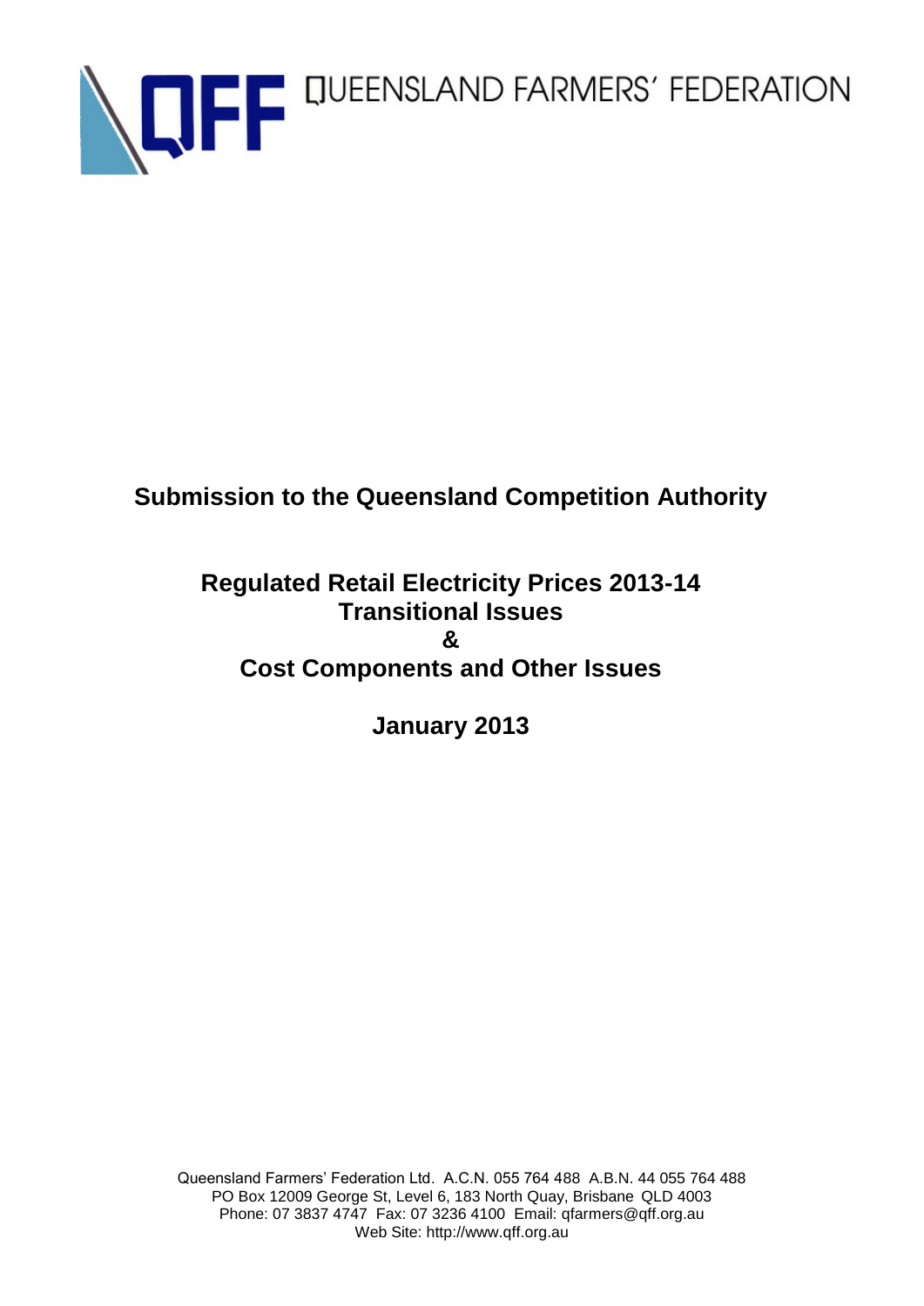QUEENSLAND FARMERS' FEDERATION

**Submission to the Queensland Competition Authority**

**Regulated Retail Electricity Prices 2013-14**
**Transitional Issues**
**&**
**Cost Components and Other Issues**

**January 2013**

Queensland Farmers' Federation Ltd. A.C.N. 055 764 488 A.B.N. 44 055 764 488
PO Box 12009 George St, Level 6, 183 North Quay, Brisbane QLD 4003
Phone: 07 3837 4747 Fax: 07 3236 4100 Email: qfarmers@qff.org.au
Web Site: http://www.qff.org.au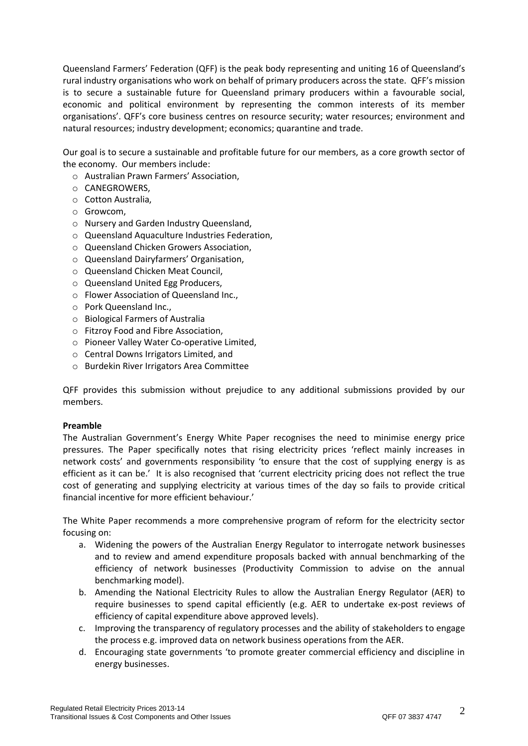Queensland Farmers' Federation (QFF) is the peak body representing and uniting 16 of Queensland's rural industry organisations who work on behalf of primary producers across the state. QFF's mission is to secure a sustainable future for Queensland primary producers within a favourable social, economic and political environment by representing the common interests of its member organisations'. QFF's core business centres on resource security; water resources; environment and natural resources; industry development; economics; quarantine and trade.

Our goal is to secure a sustainable and profitable future for our members, as a core growth sector of the economy. Our members include:

- Australian Prawn Farmers' Association,
- CANEGROWERS,
- Cotton Australia,
- Growcom,
- Nursery and Garden Industry Queensland,
- Queensland Aquaculture Industries Federation,
- Queensland Chicken Growers Association,
- Queensland Dairyfarmers' Organisation,
- Queensland Chicken Meat Council,
- Queensland United Egg Producers,
- Flower Association of Queensland Inc.,
- Pork Queensland Inc.,
- Biological Farmers of Australia
- Fitzroy Food and Fibre Association,
- Pioneer Valley Water Co-operative Limited,
- Central Downs Irrigators Limited, and
- Burdekin River Irrigators Area Committee

QFF provides this submission without prejudice to any additional submissions provided by our members.

**Preamble**

The Australian Government's Energy White Paper recognises the need to minimise energy price pressures. The Paper specifically notes that rising electricity prices 'reflect mainly increases in network costs' and governments responsibility 'to ensure that the cost of supplying energy is as efficient as it can be.' It is also recognised that 'current electricity pricing does not reflect the true cost of generating and supplying electricity at various times of the day so fails to provide critical financial incentive for more efficient behaviour.'

The White Paper recommends a more comprehensive program of reform for the electricity sector focusing on:

a. Widening the powers of the Australian Energy Regulator to interrogate network businesses and to review and amend expenditure proposals backed with annual benchmarking of the efficiency of network businesses (Productivity Commission to advise on the annual benchmarking model).
b. Amending the National Electricity Rules to allow the Australian Energy Regulator (AER) to require businesses to spend capital efficiently (e.g. AER to undertake ex-post reviews of efficiency of capital expenditure above approved levels).
c. Improving the transparency of regulatory processes and the ability of stakeholders to engage the process e.g. improved data on network business operations from the AER.
d. Encouraging state governments 'to promote greater commercial efficiency and discipline in energy businesses.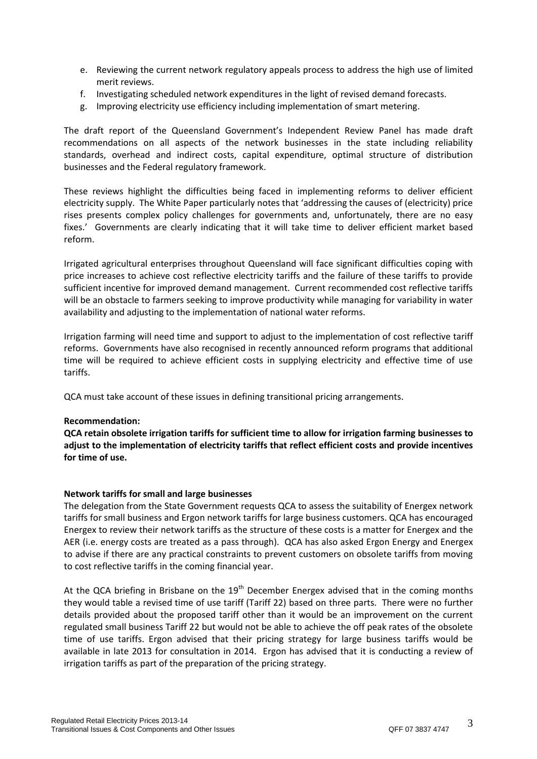e. Reviewing the current network regulatory appeals process to address the high use of limited merit reviews.
f. Investigating scheduled network expenditures in the light of revised demand forecasts.
g. Improving electricity use efficiency including implementation of smart metering.

The draft report of the Queensland Government's Independent Review Panel has made draft recommendations on all aspects of the network businesses in the state including reliability standards, overhead and indirect costs, capital expenditure, optimal structure of distribution businesses and the Federal regulatory framework.

These reviews highlight the difficulties being faced in implementing reforms to deliver efficient electricity supply. The White Paper particularly notes that 'addressing the causes of (electricity) price rises presents complex policy challenges for governments and, unfortunately, there are no easy fixes.' Governments are clearly indicating that it will take time to deliver efficient market based reform.

Irrigated agricultural enterprises throughout Queensland will face significant difficulties coping with price increases to achieve cost reflective electricity tariffs and the failure of these tariffs to provide sufficient incentive for improved demand management. Current recommended cost reflective tariffs will be an obstacle to farmers seeking to improve productivity while managing for variability in water availability and adjusting to the implementation of national water reforms.

Irrigation farming will need time and support to adjust to the implementation of cost reflective tariff reforms. Governments have also recognised in recently announced reform programs that additional time will be required to achieve efficient costs in supplying electricity and effective time of use tariffs.

QCA must take account of these issues in defining transitional pricing arrangements.

**Recommendation:**

**QCA retain obsolete irrigation tariffs for sufficient time to allow for irrigation farming businesses to adjust to the implementation of electricity tariffs that reflect efficient costs and provide incentives for time of use.**

**Network tariffs for small and large businesses**

The delegation from the State Government requests QCA to assess the suitability of Energex network tariffs for small business and Ergon network tariffs for large business customers. QCA has encouraged Energex to review their network tariffs as the structure of these costs is a matter for Energex and the AER (i.e. energy costs are treated as a pass through). QCA has also asked Ergon Energy and Energex to advise if there are any practical constraints to prevent customers on obsolete tariffs from moving to cost reflective tariffs in the coming financial year.

At the QCA briefing in Brisbane on the 19th December Energex advised that in the coming months they would table a revised time of use tariff (Tariff 22) based on three parts. There were no further details provided about the proposed tariff other than it would be an improvement on the current regulated small business Tariff 22 but would not be able to achieve the off peak rates of the obsolete time of use tariffs. Ergon advised that their pricing strategy for large business tariffs would be available in late 2013 for consultation in 2014. Ergon has advised that it is conducting a review of irrigation tariffs as part of the preparation of the pricing strategy.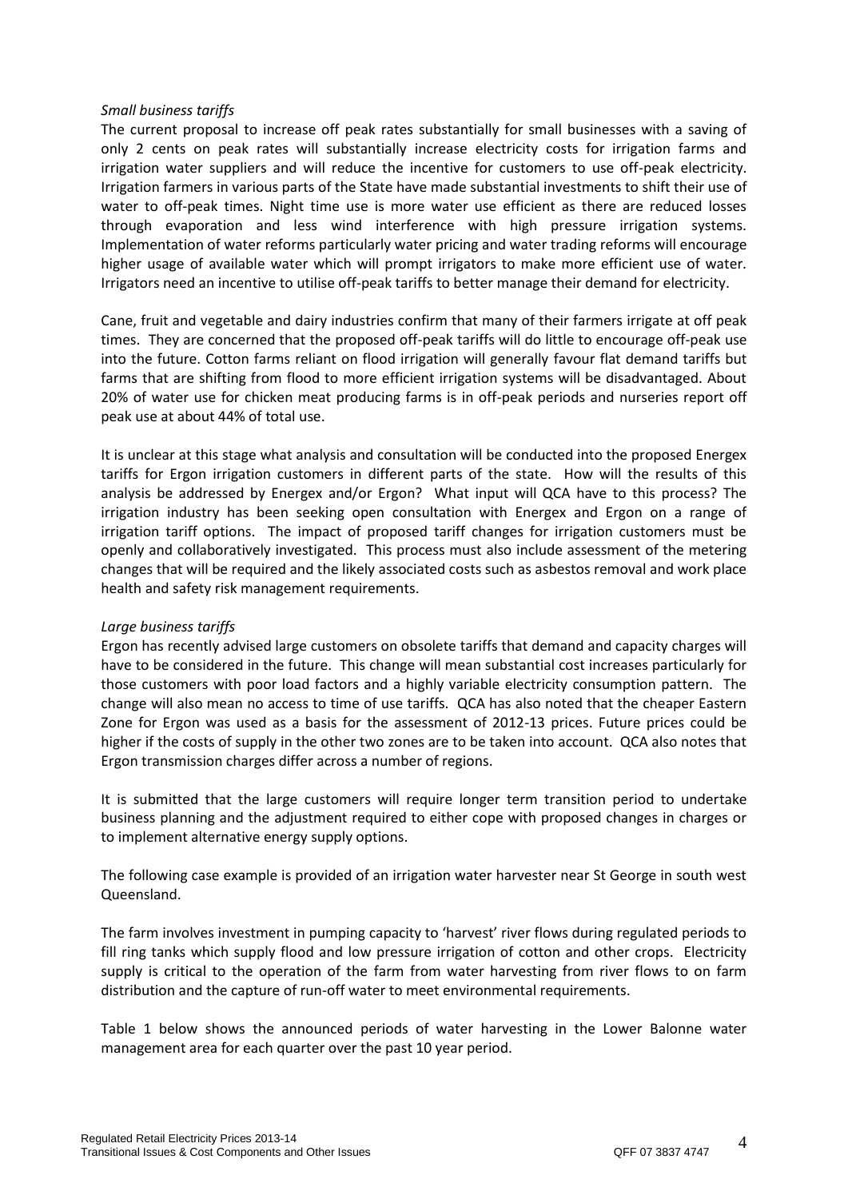*Small business tariffs*

The current proposal to increase off peak rates substantially for small businesses with a saving of only 2 cents on peak rates will substantially increase electricity costs for irrigation farms and irrigation water suppliers and will reduce the incentive for customers to use off-peak electricity. Irrigation farmers in various parts of the State have made substantial investments to shift their use of water to off-peak times. Night time use is more water use efficient as there are reduced losses through evaporation and less wind interference with high pressure irrigation systems. Implementation of water reforms particularly water pricing and water trading reforms will encourage higher usage of available water which will prompt irrigators to make more efficient use of water. Irrigators need an incentive to utilise off-peak tariffs to better manage their demand for electricity.

Cane, fruit and vegetable and dairy industries confirm that many of their farmers irrigate at off peak times. They are concerned that the proposed off-peak tariffs will do little to encourage off-peak use into the future. Cotton farms reliant on flood irrigation will generally favour flat demand tariffs but farms that are shifting from flood to more efficient irrigation systems will be disadvantaged. About 20% of water use for chicken meat producing farms is in off-peak periods and nurseries report off peak use at about 44% of total use.

It is unclear at this stage what analysis and consultation will be conducted into the proposed Energex tariffs for Ergon irrigation customers in different parts of the state. How will the results of this analysis be addressed by Energex and/or Ergon? What input will QCA have to this process? The irrigation industry has been seeking open consultation with Energex and Ergon on a range of irrigation tariff options. The impact of proposed tariff changes for irrigation customers must be openly and collaboratively investigated. This process must also include assessment of the metering changes that will be required and the likely associated costs such as asbestos removal and work place health and safety risk management requirements.

*Large business tariffs*

Ergon has recently advised large customers on obsolete tariffs that demand and capacity charges will have to be considered in the future. This change will mean substantial cost increases particularly for those customers with poor load factors and a highly variable electricity consumption pattern. The change will also mean no access to time of use tariffs. QCA has also noted that the cheaper Eastern Zone for Ergon was used as a basis for the assessment of 2012-13 prices. Future prices could be higher if the costs of supply in the other two zones are to be taken into account. QCA also notes that Ergon transmission charges differ across a number of regions.

It is submitted that the large customers will require longer term transition period to undertake business planning and the adjustment required to either cope with proposed changes in charges or to implement alternative energy supply options.

The following case example is provided of an irrigation water harvester near St George in south west Queensland.

The farm involves investment in pumping capacity to 'harvest' river flows during regulated periods to fill ring tanks which supply flood and low pressure irrigation of cotton and other crops. Electricity supply is critical to the operation of the farm from water harvesting from river flows to on farm distribution and the capture of run-off water to meet environmental requirements.

Table 1 below shows the announced periods of water harvesting in the Lower Balonne water management area for each quarter over the past 10 year period.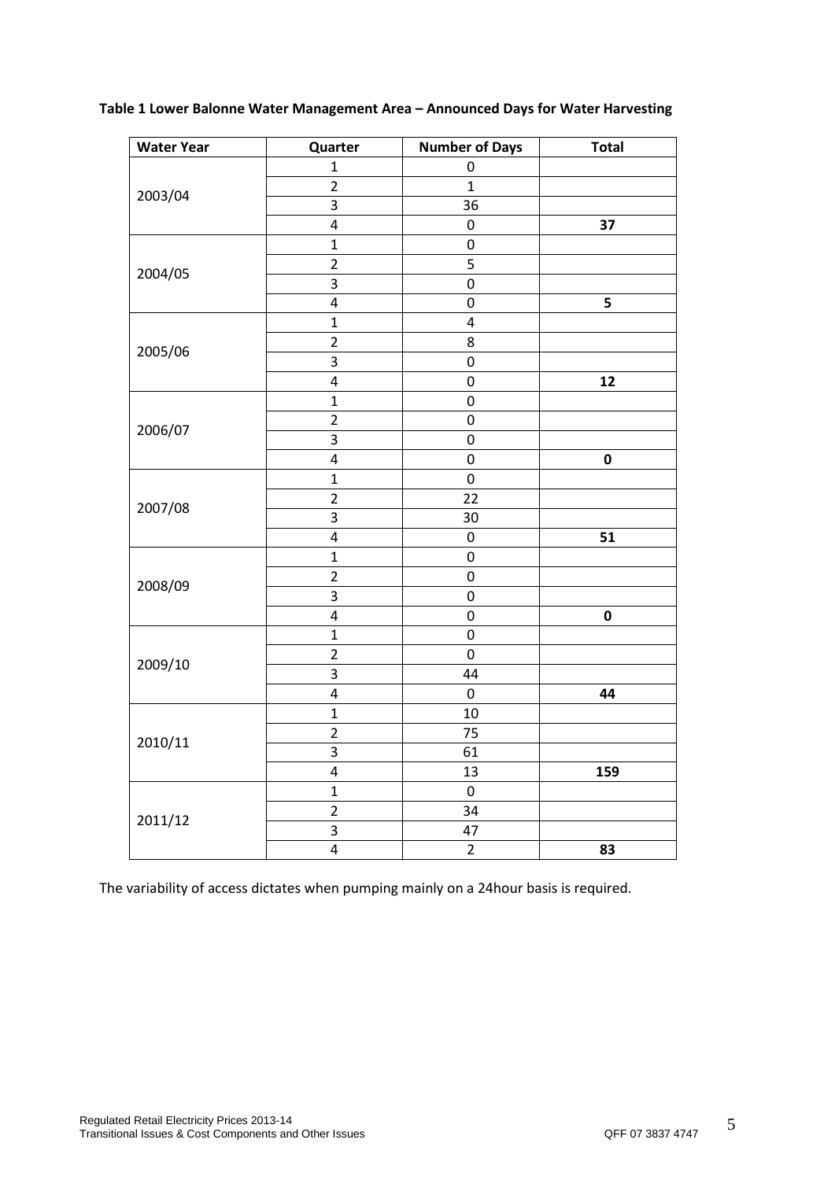**Table 1 Lower Balonne Water Management Area – Announced Days for Water Harvesting**

| Water Year | Quarter | Number of Days | Total |
|---|---|---|---|
| 2003/04 | 1 | 0 | |
| | 2 | 1 | |
| | 3 | 36 | |
| | 4 | 0 | **37** |
| 2004/05 | 1 | 0 | |
| | 2 | 5 | |
| | 3 | 0 | |
| | 4 | 0 | **5** |
| 2005/06 | 1 | 4 | |
| | 2 | 8 | |
| | 3 | 0 | |
| | 4 | 0 | **12** |
| 2006/07 | 1 | 0 | |
| | 2 | 0 | |
| | 3 | 0 | |
| | 4 | 0 | **0** |
| 2007/08 | 1 | 0 | |
| | 2 | 22 | |
| | 3 | 30 | |
| | 4 | 0 | **51** |
| 2008/09 | 1 | 0 | |
| | 2 | 0 | |
| | 3 | 0 | |
| | 4 | 0 | **0** |
| 2009/10 | 1 | 0 | |
| | 2 | 0 | |
| | 3 | 44 | |
| | 4 | 0 | **44** |
| 2010/11 | 1 | 10 | |
| | 2 | 75 | |
| | 3 | 61 | |
| | 4 | 13 | **159** |
| 2011/12 | 1 | 0 | |
| | 2 | 34 | |
| | 3 | 47 | |
| | 4 | 2 | **83** |

The variability of access dictates when pumping mainly on a 24hour basis is required.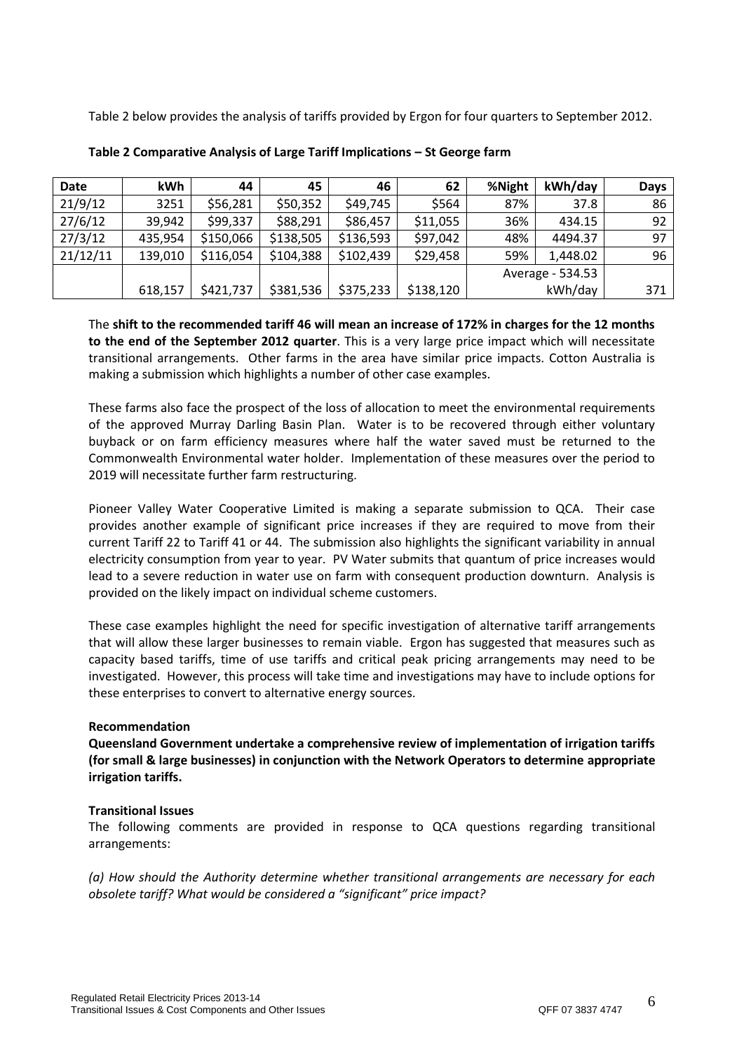Table 2 below provides the analysis of tariffs provided by Ergon for four quarters to September 2012.

**Table 2 Comparative Analysis of Large Tariff Implications – St George farm**

| Date | kWh | 44 | 45 | 46 | 62 | %Night | kWh/day | Days |
|---|---|---|---|---|---|---|---|---|
| 21/9/12 | 3251 | $56,281 | $50,352 | $49,745 | $564 | 87% | 37.8 | 86 |
| 27/6/12 | 39,942 | $99,337 | $88,291 | $86,457 | $11,055 | 36% | 434.15 | 92 |
| 27/3/12 | 435,954 | $150,066 | $138,505 | $136,593 | $97,042 | 48% | 4494.37 | 97 |
| 21/12/11 | 139,010 | $116,054 | $104,388 | $102,439 | $29,458 | 59% | 1,448.02 | 96 |
| | 618,157 | $421,737 | $381,536 | $375,233 | $138,120 | Average - 534.53 kWh/day | | 371 |

The **shift to the recommended tariff 46 will mean an increase of 172% in charges for the 12 months to the end of the September 2012 quarter**. This is a very large price impact which will necessitate transitional arrangements. Other farms in the area have similar price impacts. Cotton Australia is making a submission which highlights a number of other case examples.

These farms also face the prospect of the loss of allocation to meet the environmental requirements of the approved Murray Darling Basin Plan. Water is to be recovered through either voluntary buyback or on farm efficiency measures where half the water saved must be returned to the Commonwealth Environmental water holder. Implementation of these measures over the period to 2019 will necessitate further farm restructuring.

Pioneer Valley Water Cooperative Limited is making a separate submission to QCA. Their case provides another example of significant price increases if they are required to move from their current Tariff 22 to Tariff 41 or 44. The submission also highlights the significant variability in annual electricity consumption from year to year. PV Water submits that quantum of price increases would lead to a severe reduction in water use on farm with consequent production downturn. Analysis is provided on the likely impact on individual scheme customers.

These case examples highlight the need for specific investigation of alternative tariff arrangements that will allow these larger businesses to remain viable. Ergon has suggested that measures such as capacity based tariffs, time of use tariffs and critical peak pricing arrangements may need to be investigated. However, this process will take time and investigations may have to include options for these enterprises to convert to alternative energy sources.

**Recommendation**

**Queensland Government undertake a comprehensive review of implementation of irrigation tariffs (for small & large businesses) in conjunction with the Network Operators to determine appropriate irrigation tariffs.**

**Transitional Issues**

The following comments are provided in response to QCA questions regarding transitional arrangements:

*(a) How should the Authority determine whether transitional arrangements are necessary for each obsolete tariff? What would be considered a "significant" price impact?*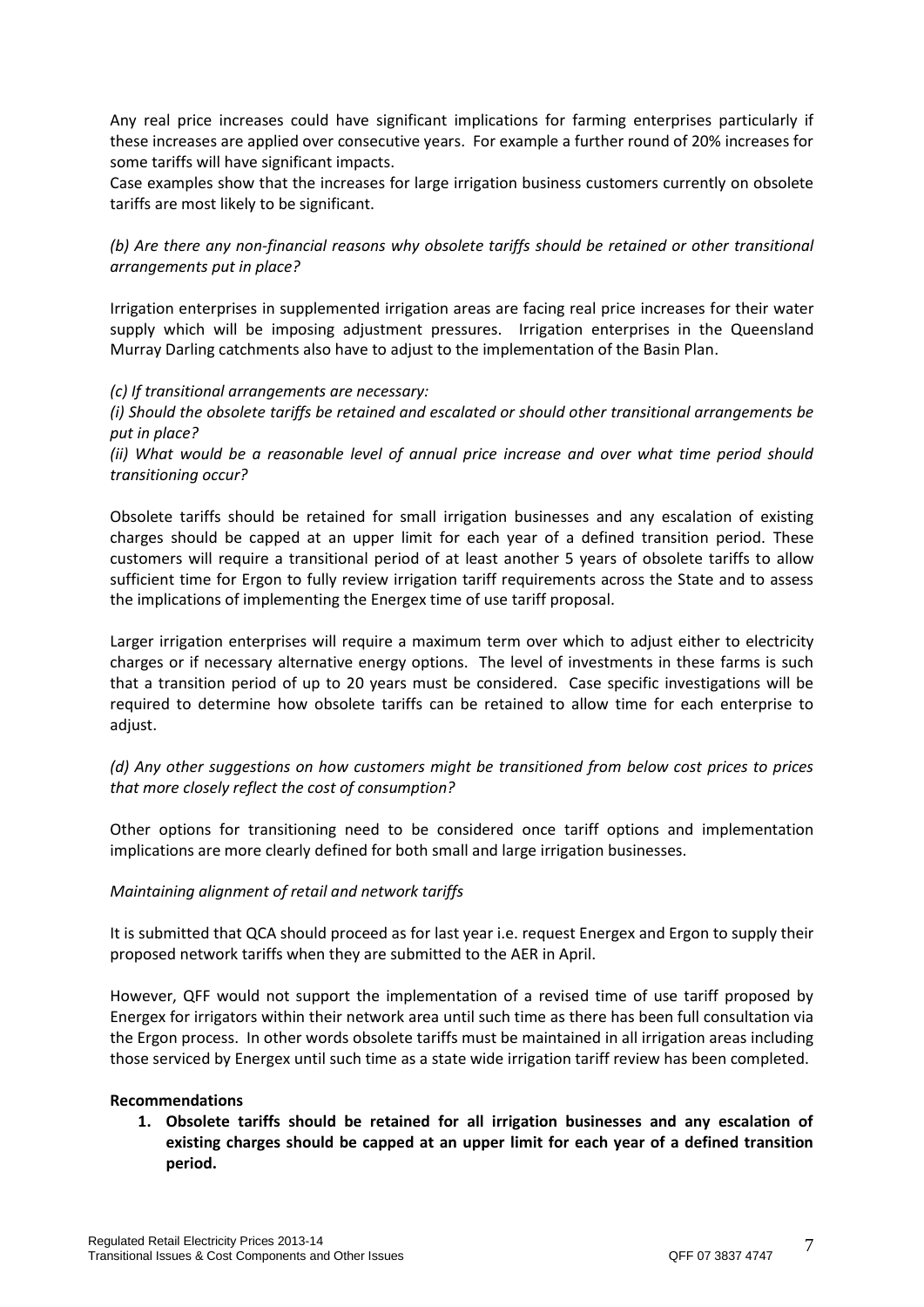Any real price increases could have significant implications for farming enterprises particularly if these increases are applied over consecutive years. For example a further round of 20% increases for some tariffs will have significant impacts.

Case examples show that the increases for large irrigation business customers currently on obsolete tariffs are most likely to be significant.

*(b) Are there any non-financial reasons why obsolete tariffs should be retained or other transitional arrangements put in place?*

Irrigation enterprises in supplemented irrigation areas are facing real price increases for their water supply which will be imposing adjustment pressures. Irrigation enterprises in the Queensland Murray Darling catchments also have to adjust to the implementation of the Basin Plan.

*(c) If transitional arrangements are necessary:*

*(i) Should the obsolete tariffs be retained and escalated or should other transitional arrangements be put in place?*

*(ii) What would be a reasonable level of annual price increase and over what time period should transitioning occur?*

Obsolete tariffs should be retained for small irrigation businesses and any escalation of existing charges should be capped at an upper limit for each year of a defined transition period. These customers will require a transitional period of at least another 5 years of obsolete tariffs to allow sufficient time for Ergon to fully review irrigation tariff requirements across the State and to assess the implications of implementing the Energex time of use tariff proposal.

Larger irrigation enterprises will require a maximum term over which to adjust either to electricity charges or if necessary alternative energy options. The level of investments in these farms is such that a transition period of up to 20 years must be considered. Case specific investigations will be required to determine how obsolete tariffs can be retained to allow time for each enterprise to adjust.

*(d) Any other suggestions on how customers might be transitioned from below cost prices to prices that more closely reflect the cost of consumption?*

Other options for transitioning need to be considered once tariff options and implementation implications are more clearly defined for both small and large irrigation businesses.

*Maintaining alignment of retail and network tariffs*

It is submitted that QCA should proceed as for last year i.e. request Energex and Ergon to supply their proposed network tariffs when they are submitted to the AER in April.

However, QFF would not support the implementation of a revised time of use tariff proposed by Energex for irrigators within their network area until such time as there has been full consultation via the Ergon process. In other words obsolete tariffs must be maintained in all irrigation areas including those serviced by Energex until such time as a state wide irrigation tariff review has been completed.

**Recommendations**

1. **Obsolete tariffs should be retained for all irrigation businesses and any escalation of existing charges should be capped at an upper limit for each year of a defined transition period.**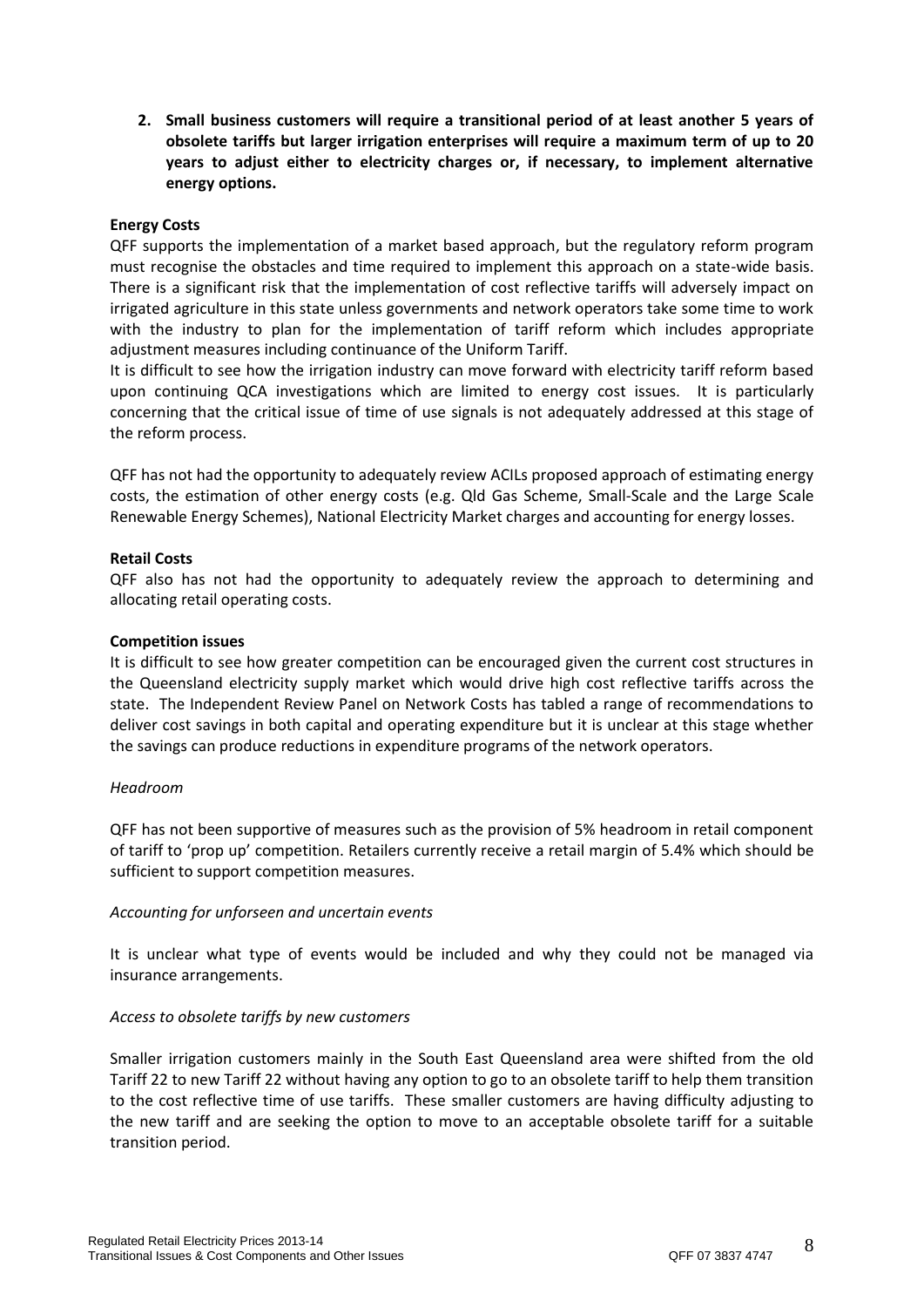2. **Small business customers will require a transitional period of at least another 5 years of obsolete tariffs but larger irrigation enterprises will require a maximum term of up to 20 years to adjust either to electricity charges or, if necessary, to implement alternative energy options.**

**Energy Costs**

QFF supports the implementation of a market based approach, but the regulatory reform program must recognise the obstacles and time required to implement this approach on a state-wide basis. There is a significant risk that the implementation of cost reflective tariffs will adversely impact on irrigated agriculture in this state unless governments and network operators take some time to work with the industry to plan for the implementation of tariff reform which includes appropriate adjustment measures including continuance of the Uniform Tariff.

It is difficult to see how the irrigation industry can move forward with electricity tariff reform based upon continuing QCA investigations which are limited to energy cost issues. It is particularly concerning that the critical issue of time of use signals is not adequately addressed at this stage of the reform process.

QFF has not had the opportunity to adequately review ACILs proposed approach of estimating energy costs, the estimation of other energy costs (e.g. Qld Gas Scheme, Small-Scale and the Large Scale Renewable Energy Schemes), National Electricity Market charges and accounting for energy losses.

**Retail Costs**

QFF also has not had the opportunity to adequately review the approach to determining and allocating retail operating costs.

**Competition issues**

It is difficult to see how greater competition can be encouraged given the current cost structures in the Queensland electricity supply market which would drive high cost reflective tariffs across the state. The Independent Review Panel on Network Costs has tabled a range of recommendations to deliver cost savings in both capital and operating expenditure but it is unclear at this stage whether the savings can produce reductions in expenditure programs of the network operators.

*Headroom*

QFF has not been supportive of measures such as the provision of 5% headroom in retail component of tariff to 'prop up' competition. Retailers currently receive a retail margin of 5.4% which should be sufficient to support competition measures.

*Accounting for unforseen and uncertain events*

It is unclear what type of events would be included and why they could not be managed via insurance arrangements.

*Access to obsolete tariffs by new customers*

Smaller irrigation customers mainly in the South East Queensland area were shifted from the old Tariff 22 to new Tariff 22 without having any option to go to an obsolete tariff to help them transition to the cost reflective time of use tariffs. These smaller customers are having difficulty adjusting to the new tariff and are seeking the option to move to an acceptable obsolete tariff for a suitable transition period.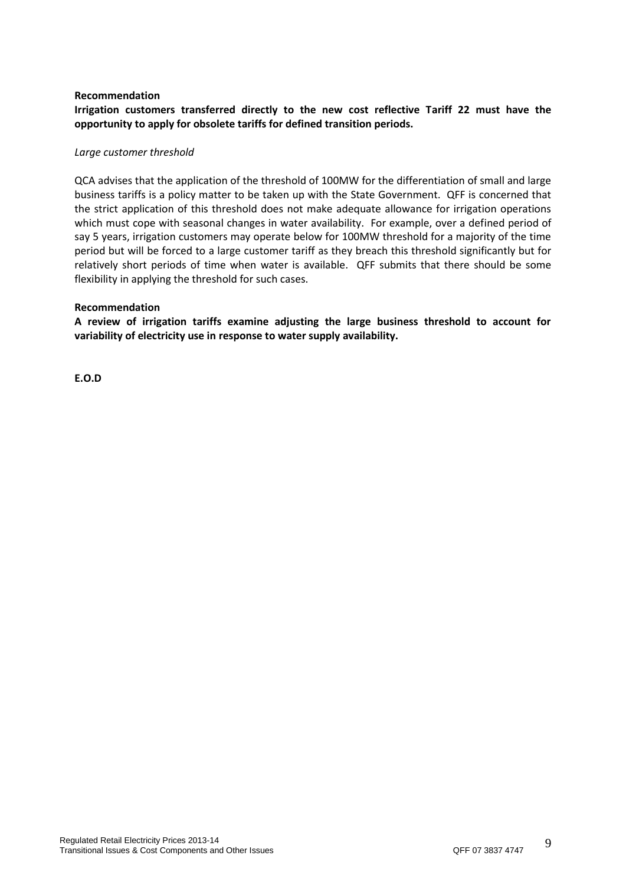**Recommendation**

**Irrigation customers transferred directly to the new cost reflective Tariff 22 must have the opportunity to apply for obsolete tariffs for defined transition periods.**

*Large customer threshold*

QCA advises that the application of the threshold of 100MW for the differentiation of small and large business tariffs is a policy matter to be taken up with the State Government. QFF is concerned that the strict application of this threshold does not make adequate allowance for irrigation operations which must cope with seasonal changes in water availability. For example, over a defined period of say 5 years, irrigation customers may operate below for 100MW threshold for a majority of the time period but will be forced to a large customer tariff as they breach this threshold significantly but for relatively short periods of time when water is available. QFF submits that there should be some flexibility in applying the threshold for such cases.

**Recommendation**

**A review of irrigation tariffs examine adjusting the large business threshold to account for variability of electricity use in response to water supply availability.**

**E.O.D**